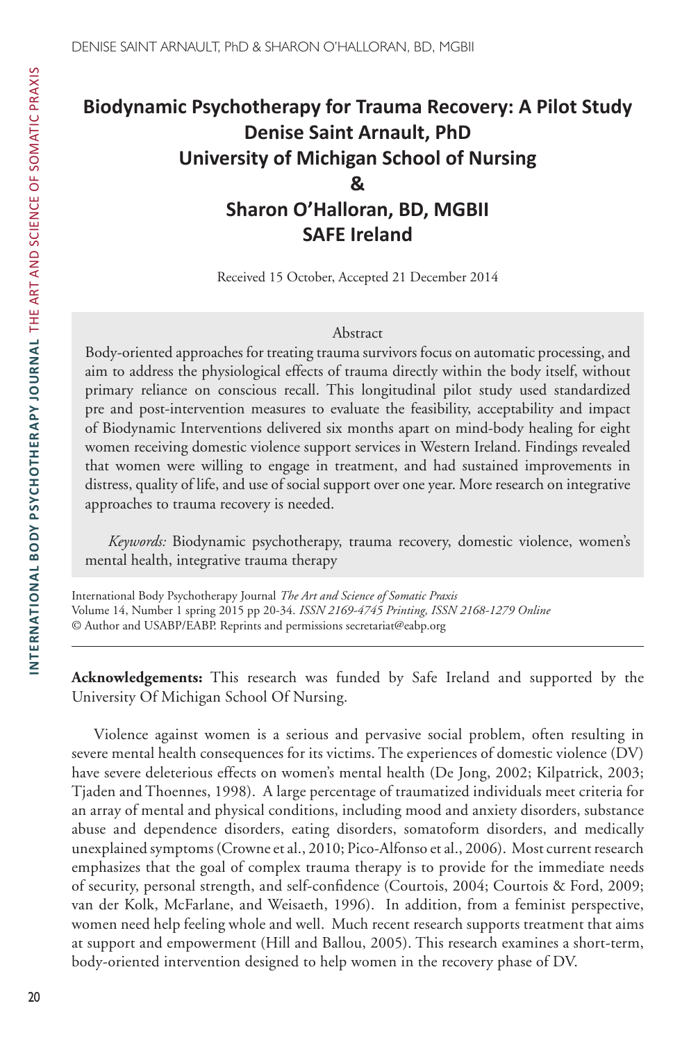# Biodynamic Psychotherapy for Trauma Recovery: A Pilot Study

**Denise Saint Arnault, PhD**
**University of Michigan School of Nursing**
**&**
**Sharon O'Halloran, BD, MGBII**
**SAFE Ireland**

Received 15 October, Accepted 21 December 2014

## Abstract

Body-oriented approaches for treating trauma survivors focus on automatic processing, and aim to address the physiological effects of trauma directly within the body itself, without primary reliance on conscious recall. This longitudinal pilot study used standardized pre and post-intervention measures to evaluate the feasibility, acceptability and impact of Biodynamic Interventions delivered six months apart on mind-body healing for eight women receiving domestic violence support services in Western Ireland. Findings revealed that women were willing to engage in treatment, and had sustained improvements in distress, quality of life, and use of social support over one year. More research on integrative approaches to trauma recovery is needed.

*Keywords:* Biodynamic psychotherapy, trauma recovery, domestic violence, women's mental health, integrative trauma therapy

International Body Psychotherapy Journal *The Art and Science of Somatic Praxis*
Volume 14, Number 1 spring 2015 pp 20-34. *ISSN 2169-4745 Printing, ISSN 2168-1279 Online*
© Author and USABP/EABP. Reprints and permissions secretariat@eabp.org

---

**Acknowledgements:** This research was funded by Safe Ireland and supported by the University Of Michigan School Of Nursing.

Violence against women is a serious and pervasive social problem, often resulting in severe mental health consequences for its victims. The experiences of domestic violence (DV) have severe deleterious effects on women's mental health (De Jong, 2002; Kilpatrick, 2003; Tjaden and Thoennes, 1998). A large percentage of traumatized individuals meet criteria for an array of mental and physical conditions, including mood and anxiety disorders, substance abuse and dependence disorders, eating disorders, somatoform disorders, and medically unexplained symptoms (Crowne et al., 2010; Pico-Alfonso et al., 2006). Most current research emphasizes that the goal of complex trauma therapy is to provide for the immediate needs of security, personal strength, and self-confidence (Courtois, 2004; Courtois & Ford, 2009; van der Kolk, McFarlane, and Weisaeth, 1996). In addition, from a feminist perspective, women need help feeling whole and well. Much recent research supports treatment that aims at support and empowerment (Hill and Ballou, 2005). This research examines a short-term, body-oriented intervention designed to help women in the recovery phase of DV.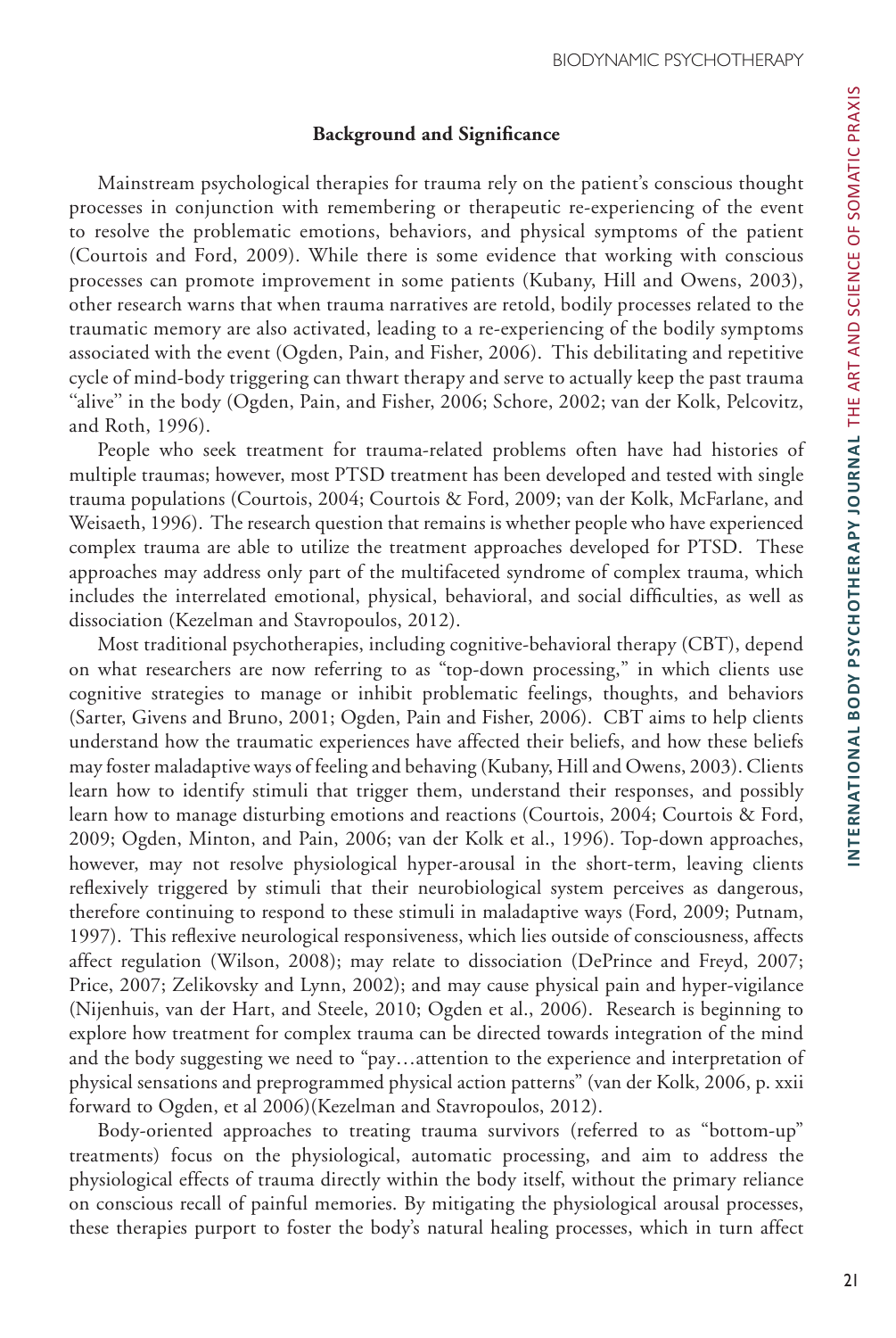## Background and Significance

Mainstream psychological therapies for trauma rely on the patient's conscious thought processes in conjunction with remembering or therapeutic re-experiencing of the event to resolve the problematic emotions, behaviors, and physical symptoms of the patient (Courtois and Ford, 2009). While there is some evidence that working with conscious processes can promote improvement in some patients (Kubany, Hill and Owens, 2003), other research warns that when trauma narratives are retold, bodily processes related to the traumatic memory are also activated, leading to a re-experiencing of the bodily symptoms associated with the event (Ogden, Pain, and Fisher, 2006). This debilitating and repetitive cycle of mind-body triggering can thwart therapy and serve to actually keep the past trauma "alive" in the body (Ogden, Pain, and Fisher, 2006; Schore, 2002; van der Kolk, Pelcovitz, and Roth, 1996).

People who seek treatment for trauma-related problems often have had histories of multiple traumas; however, most PTSD treatment has been developed and tested with single trauma populations (Courtois, 2004; Courtois & Ford, 2009; van der Kolk, McFarlane, and Weisaeth, 1996). The research question that remains is whether people who have experienced complex trauma are able to utilize the treatment approaches developed for PTSD. These approaches may address only part of the multifaceted syndrome of complex trauma, which includes the interrelated emotional, physical, behavioral, and social difficulties, as well as dissociation (Kezelman and Stavropoulos, 2012).

Most traditional psychotherapies, including cognitive-behavioral therapy (CBT), depend on what researchers are now referring to as "top-down processing," in which clients use cognitive strategies to manage or inhibit problematic feelings, thoughts, and behaviors (Sarter, Givens and Bruno, 2001; Ogden, Pain and Fisher, 2006). CBT aims to help clients understand how the traumatic experiences have affected their beliefs, and how these beliefs may foster maladaptive ways of feeling and behaving (Kubany, Hill and Owens, 2003). Clients learn how to identify stimuli that trigger them, understand their responses, and possibly learn how to manage disturbing emotions and reactions (Courtois, 2004; Courtois & Ford, 2009; Ogden, Minton, and Pain, 2006; van der Kolk et al., 1996). Top-down approaches, however, may not resolve physiological hyper-arousal in the short-term, leaving clients reflexively triggered by stimuli that their neurobiological system perceives as dangerous, therefore continuing to respond to these stimuli in maladaptive ways (Ford, 2009; Putnam, 1997). This reflexive neurological responsiveness, which lies outside of consciousness, affects affect regulation (Wilson, 2008); may relate to dissociation (DePrince and Freyd, 2007; Price, 2007; Zelikovsky and Lynn, 2002); and may cause physical pain and hyper-vigilance (Nijenhuis, van der Hart, and Steele, 2010; Ogden et al., 2006). Research is beginning to explore how treatment for complex trauma can be directed towards integration of the mind and the body suggesting we need to "pay…attention to the experience and interpretation of physical sensations and preprogrammed physical action patterns" (van der Kolk, 2006, p. xxii forward to Ogden, et al 2006)(Kezelman and Stavropoulos, 2012).

Body-oriented approaches to treating trauma survivors (referred to as "bottom-up" treatments) focus on the physiological, automatic processing, and aim to address the physiological effects of trauma directly within the body itself, without the primary reliance on conscious recall of painful memories. By mitigating the physiological arousal processes, these therapies purport to foster the body's natural healing processes, which in turn affect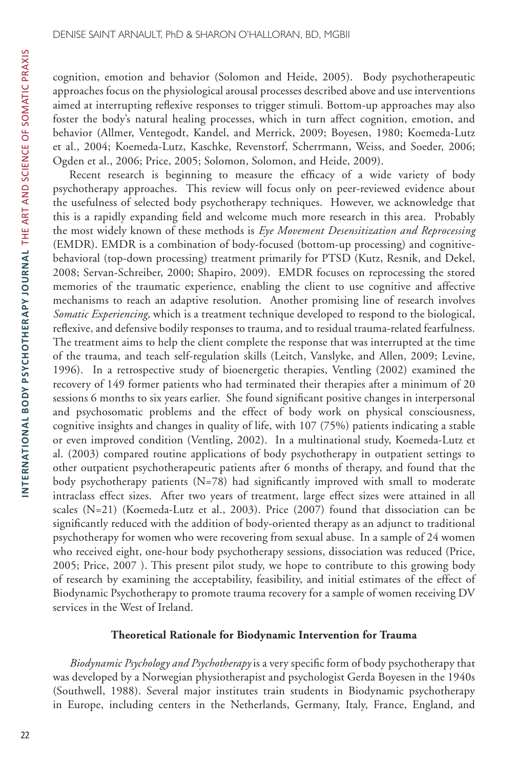cognition, emotion and behavior (Solomon and Heide, 2005). Body psychotherapeutic approaches focus on the physiological arousal processes described above and use interventions aimed at interrupting reflexive responses to trigger stimuli. Bottom-up approaches may also foster the body's natural healing processes, which in turn affect cognition, emotion, and behavior (Allmer, Ventegodt, Kandel, and Merrick, 2009; Boyesen, 1980; Koemeda-Lutz et al., 2004; Koemeda-Lutz, Kaschke, Revenstorf, Scherrmann, Weiss, and Soeder, 2006; Ogden et al., 2006; Price, 2005; Solomon, Solomon, and Heide, 2009).

Recent research is beginning to measure the efficacy of a wide variety of body psychotherapy approaches. This review will focus only on peer-reviewed evidence about the usefulness of selected body psychotherapy techniques. However, we acknowledge that this is a rapidly expanding field and welcome much more research in this area. Probably the most widely known of these methods is *Eye Movement Desensitization and Reprocessing* (EMDR). EMDR is a combination of body-focused (bottom-up processing) and cognitive-behavioral (top-down processing) treatment primarily for PTSD (Kutz, Resnik, and Dekel, 2008; Servan-Schreiber, 2000; Shapiro, 2009). EMDR focuses on reprocessing the stored memories of the traumatic experience, enabling the client to use cognitive and affective mechanisms to reach an adaptive resolution. Another promising line of research involves *Somatic Experiencing,* which is a treatment technique developed to respond to the biological, reflexive, and defensive bodily responses to trauma, and to residual trauma-related fearfulness. The treatment aims to help the client complete the response that was interrupted at the time of the trauma, and teach self-regulation skills (Leitch, Vanslyke, and Allen, 2009; Levine, 1996). In a retrospective study of bioenergetic therapies, Ventling (2002) examined the recovery of 149 former patients who had terminated their therapies after a minimum of 20 sessions 6 months to six years earlier. She found significant positive changes in interpersonal and psychosomatic problems and the effect of body work on physical consciousness, cognitive insights and changes in quality of life, with 107 (75%) patients indicating a stable or even improved condition (Ventling, 2002). In a multinational study, Koemeda-Lutz et al. (2003) compared routine applications of body psychotherapy in outpatient settings to other outpatient psychotherapeutic patients after 6 months of therapy, and found that the body psychotherapy patients (N=78) had significantly improved with small to moderate intraclass effect sizes. After two years of treatment, large effect sizes were attained in all scales (N=21) (Koemeda-Lutz et al., 2003). Price (2007) found that dissociation can be significantly reduced with the addition of body-oriented therapy as an adjunct to traditional psychotherapy for women who were recovering from sexual abuse. In a sample of 24 women who received eight, one-hour body psychotherapy sessions, dissociation was reduced (Price, 2005; Price, 2007 ). This present pilot study, we hope to contribute to this growing body of research by examining the acceptability, feasibility, and initial estimates of the effect of Biodynamic Psychotherapy to promote trauma recovery for a sample of women receiving DV services in the West of Ireland.

### Theoretical Rationale for Biodynamic Intervention for Trauma

*Biodynamic Psychology and Psychotherapy* is a very specific form of body psychotherapy that was developed by a Norwegian physiotherapist and psychologist Gerda Boyesen in the 1940s (Southwell, 1988). Several major institutes train students in Biodynamic psychotherapy in Europe, including centers in the Netherlands, Germany, Italy, France, England, and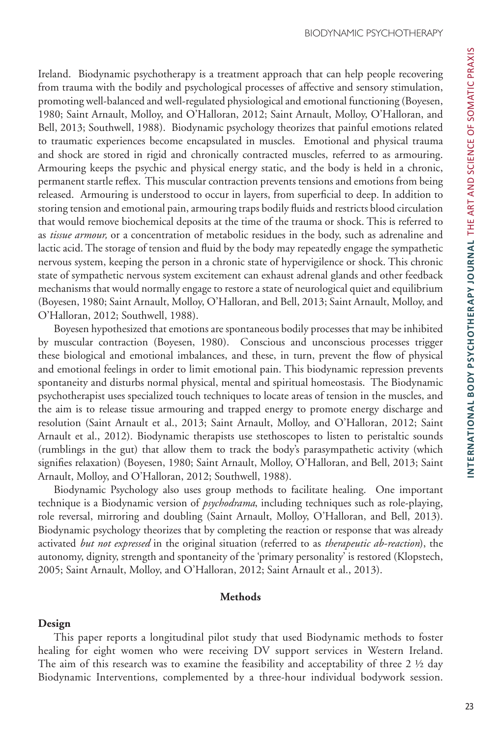Ireland. Biodynamic psychotherapy is a treatment approach that can help people recovering from trauma with the bodily and psychological processes of affective and sensory stimulation, promoting well-balanced and well-regulated physiological and emotional functioning (Boyesen, 1980; Saint Arnault, Molloy, and O'Halloran, 2012; Saint Arnault, Molloy, O'Halloran, and Bell, 2013; Southwell, 1988). Biodynamic psychology theorizes that painful emotions related to traumatic experiences become encapsulated in muscles. Emotional and physical trauma and shock are stored in rigid and chronically contracted muscles, referred to as armouring. Armouring keeps the psychic and physical energy static, and the body is held in a chronic, permanent startle reflex. This muscular contraction prevents tensions and emotions from being released. Armouring is understood to occur in layers, from superficial to deep. In addition to storing tension and emotional pain, armouring traps bodily fluids and restricts blood circulation that would remove biochemical deposits at the time of the trauma or shock. This is referred to as *tissue armour,* or a concentration of metabolic residues in the body, such as adrenaline and lactic acid. The storage of tension and fluid by the body may repeatedly engage the sympathetic nervous system, keeping the person in a chronic state of hypervigilence or shock. This chronic state of sympathetic nervous system excitement can exhaust adrenal glands and other feedback mechanisms that would normally engage to restore a state of neurological quiet and equilibrium (Boyesen, 1980; Saint Arnault, Molloy, O'Halloran, and Bell, 2013; Saint Arnault, Molloy, and O'Halloran, 2012; Southwell, 1988).

Boyesen hypothesized that emotions are spontaneous bodily processes that may be inhibited by muscular contraction (Boyesen, 1980). Conscious and unconscious processes trigger these biological and emotional imbalances, and these, in turn, prevent the flow of physical and emotional feelings in order to limit emotional pain. This biodynamic repression prevents spontaneity and disturbs normal physical, mental and spiritual homeostasis. The Biodynamic psychotherapist uses specialized touch techniques to locate areas of tension in the muscles, and the aim is to release tissue armouring and trapped energy to promote energy discharge and resolution (Saint Arnault et al., 2013; Saint Arnault, Molloy, and O'Halloran, 2012; Saint Arnault et al., 2012). Biodynamic therapists use stethoscopes to listen to peristaltic sounds (rumblings in the gut) that allow them to track the body's parasympathetic activity (which signifies relaxation) (Boyesen, 1980; Saint Arnault, Molloy, O'Halloran, and Bell, 2013; Saint Arnault, Molloy, and O'Halloran, 2012; Southwell, 1988).

Biodynamic Psychology also uses group methods to facilitate healing. One important technique is a Biodynamic version of *psychodrama*, including techniques such as role-playing, role reversal, mirroring and doubling (Saint Arnault, Molloy, O'Halloran, and Bell, 2013). Biodynamic psychology theorizes that by completing the reaction or response that was already activated *but not expressed* in the original situation (referred to as *therapeutic ab-reaction*), the autonomy, dignity, strength and spontaneity of the 'primary personality' is restored (Klopstech, 2005; Saint Arnault, Molloy, and O'Halloran, 2012; Saint Arnault et al., 2013).

## Methods

### Design

This paper reports a longitudinal pilot study that used Biodynamic methods to foster healing for eight women who were receiving DV support services in Western Ireland. The aim of this research was to examine the feasibility and acceptability of three 2 ½ day Biodynamic Interventions, complemented by a three-hour individual bodywork session.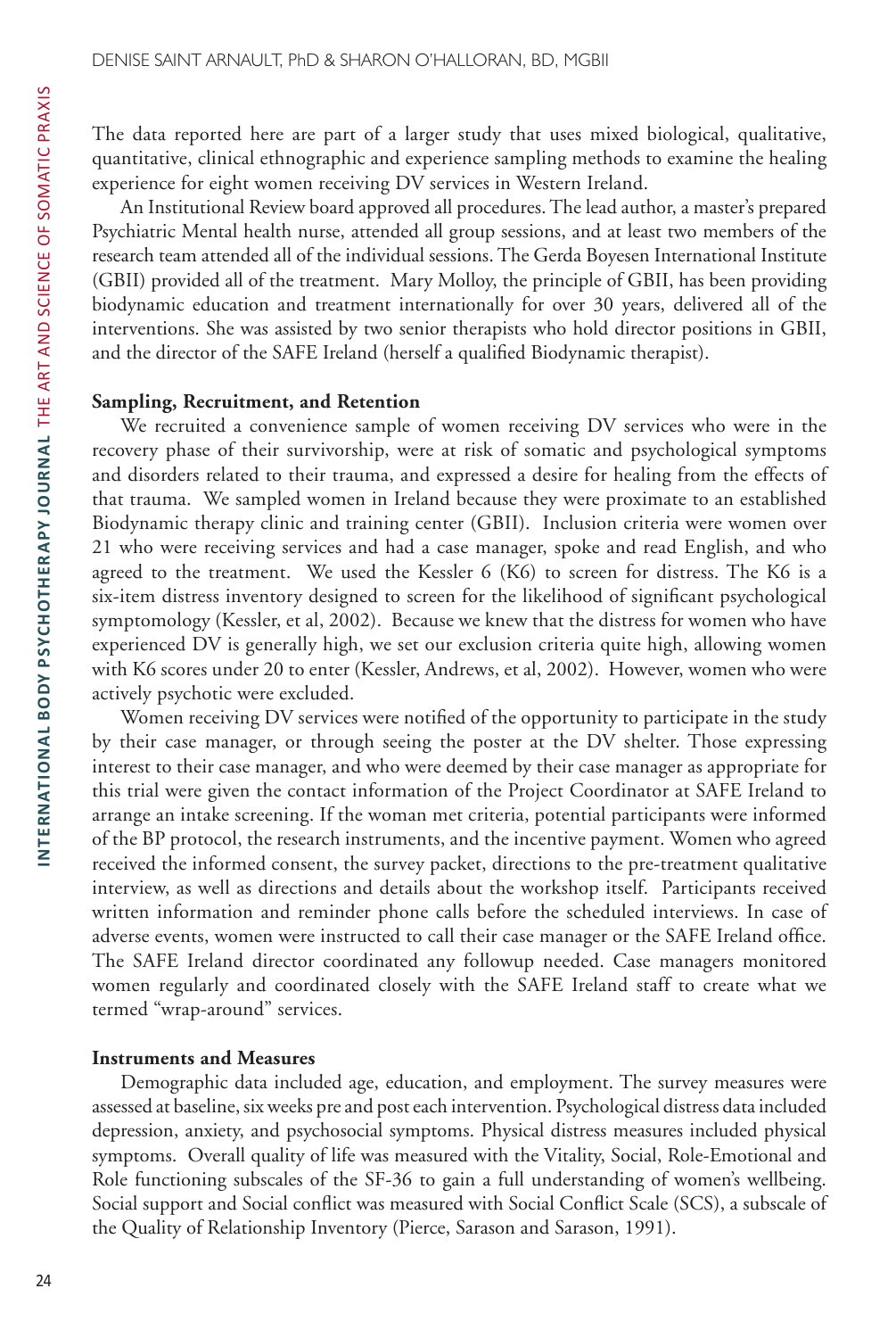The data reported here are part of a larger study that uses mixed biological, qualitative, quantitative, clinical ethnographic and experience sampling methods to examine the healing experience for eight women receiving DV services in Western Ireland.

An Institutional Review board approved all procedures. The lead author, a master's prepared Psychiatric Mental health nurse, attended all group sessions, and at least two members of the research team attended all of the individual sessions. The Gerda Boyesen International Institute (GBII) provided all of the treatment. Mary Molloy, the principle of GBII, has been providing biodynamic education and treatment internationally for over 30 years, delivered all of the interventions. She was assisted by two senior therapists who hold director positions in GBII, and the director of the SAFE Ireland (herself a qualified Biodynamic therapist).

**Sampling, Recruitment, and Retention**

We recruited a convenience sample of women receiving DV services who were in the recovery phase of their survivorship, were at risk of somatic and psychological symptoms and disorders related to their trauma, and expressed a desire for healing from the effects of that trauma. We sampled women in Ireland because they were proximate to an established Biodynamic therapy clinic and training center (GBII). Inclusion criteria were women over 21 who were receiving services and had a case manager, spoke and read English, and who agreed to the treatment. We used the Kessler 6 (K6) to screen for distress. The K6 is a six-item distress inventory designed to screen for the likelihood of significant psychological symptomatology (Kessler, et al, 2002). Because we knew that the distress for women who have experienced DV is generally high, we set our exclusion criteria quite high, allowing women with K6 scores under 20 to enter (Kessler, Andrews, et al, 2002). However, women who were actively psychotic were excluded.

Women receiving DV services were notified of the opportunity to participate in the study by their case manager, or through seeing the poster at the DV shelter. Those expressing interest to their case manager, and who were deemed by their case manager as appropriate for this trial were given the contact information of the Project Coordinator at SAFE Ireland to arrange an intake screening. If the woman met criteria, potential participants were informed of the BP protocol, the research instruments, and the incentive payment. Women who agreed received the informed consent, the survey packet, directions to the pre-treatment qualitative interview, as well as directions and details about the workshop itself. Participants received written information and reminder phone calls before the scheduled interviews. In case of adverse events, women were instructed to call their case manager or the SAFE Ireland office. The SAFE Ireland director coordinated any followup needed. Case managers monitored women regularly and coordinated closely with the SAFE Ireland staff to create what we termed "wrap-around" services.

**Instruments and Measures**

Demographic data included age, education, and employment. The survey measures were assessed at baseline, six weeks pre and post each intervention. Psychological distress data included depression, anxiety, and psychosocial symptoms. Physical distress measures included physical symptoms. Overall quality of life was measured with the Vitality, Social, Role-Emotional and Role functioning subscales of the SF-36 to gain a full understanding of women's wellbeing. Social support and Social conflict was measured with Social Conflict Scale (SCS), a subscale of the Quality of Relationship Inventory (Pierce, Sarason and Sarason, 1991).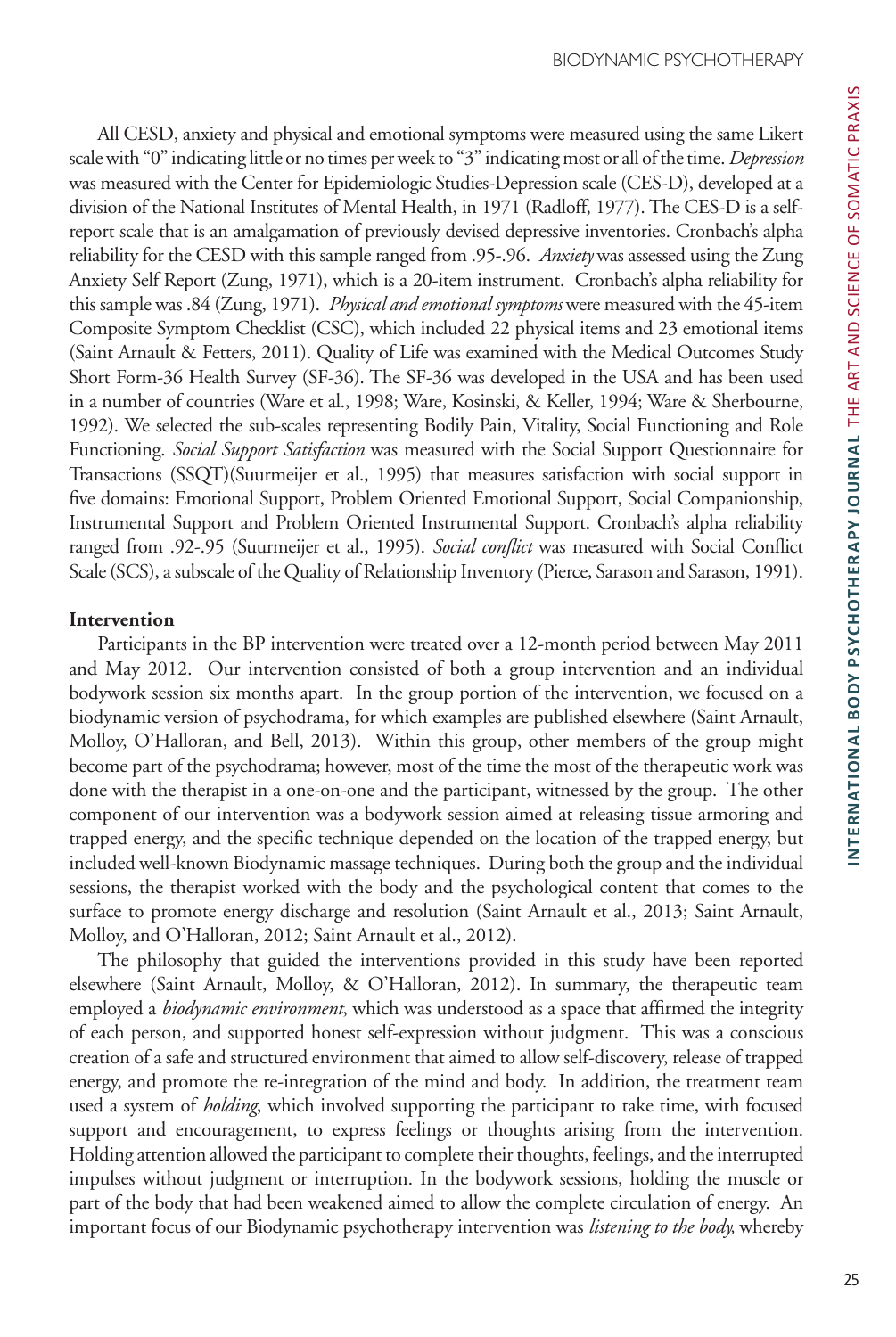All CESD, anxiety and physical and emotional symptoms were measured using the same Likert scale with "0" indicating little or no times per week to "3" indicating most or all of the time. *Depression* was measured with the Center for Epidemiologic Studies-Depression scale (CES-D), developed at a division of the National Institutes of Mental Health, in 1971 (Radloff, 1977). The CES-D is a self-report scale that is an amalgamation of previously devised depressive inventories. Cronbach's alpha reliability for the CESD with this sample ranged from .95-.96. *Anxiety* was assessed using the Zung Anxiety Self Report (Zung, 1971), which is a 20-item instrument. Cronbach's alpha reliability for this sample was .84 (Zung, 1971). *Physical and emotional symptoms* were measured with the 45-item Composite Symptom Checklist (CSC), which included 22 physical items and 23 emotional items (Saint Arnault & Fetters, 2011). Quality of Life was examined with the Medical Outcomes Study Short Form-36 Health Survey (SF-36). The SF-36 was developed in the USA and has been used in a number of countries (Ware et al., 1998; Ware, Kosinski, & Keller, 1994; Ware & Sherbourne, 1992). We selected the sub-scales representing Bodily Pain, Vitality, Social Functioning and Role Functioning. *Social Support Satisfaction* was measured with the Social Support Questionnaire for Transactions (SSQT)(Suurmeijer et al., 1995) that measures satisfaction with social support in five domains: Emotional Support, Problem Oriented Emotional Support, Social Companionship, Instrumental Support and Problem Oriented Instrumental Support. Cronbach's alpha reliability ranged from .92-.95 (Suurmeijer et al., 1995). *Social conflict* was measured with Social Conflict Scale (SCS), a subscale of the Quality of Relationship Inventory (Pierce, Sarason and Sarason, 1991).

**Intervention**

Participants in the BP intervention were treated over a 12-month period between May 2011 and May 2012. Our intervention consisted of both a group intervention and an individual bodywork session six months apart. In the group portion of the intervention, we focused on a biodynamic version of psychodrama, for which examples are published elsewhere (Saint Arnault, Molloy, O'Halloran, and Bell, 2013). Within this group, other members of the group might become part of the psychodrama; however, most of the time the most of the therapeutic work was done with the therapist in a one-on-one and the participant, witnessed by the group. The other component of our intervention was a bodywork session aimed at releasing tissue armoring and trapped energy, and the specific technique depended on the location of the trapped energy, but included well-known Biodynamic massage techniques. During both the group and the individual sessions, the therapist worked with the body and the psychological content that comes to the surface to promote energy discharge and resolution (Saint Arnault et al., 2013; Saint Arnault, Molloy, and O'Halloran, 2012; Saint Arnault et al., 2012).

The philosophy that guided the interventions provided in this study have been reported elsewhere (Saint Arnault, Molloy, & O'Halloran, 2012). In summary, the therapeutic team employed a *biodynamic environment*, which was understood as a space that affirmed the integrity of each person, and supported honest self-expression without judgment. This was a conscious creation of a safe and structured environment that aimed to allow self-discovery, release of trapped energy, and promote the re-integration of the mind and body. In addition, the treatment team used a system of *holding*, which involved supporting the participant to take time, with focused support and encouragement, to express feelings or thoughts arising from the intervention. Holding attention allowed the participant to complete their thoughts, feelings, and the interrupted impulses without judgment or interruption. In the bodywork sessions, holding the muscle or part of the body that had been weakened aimed to allow the complete circulation of energy. An important focus of our Biodynamic psychotherapy intervention was *listening to the body,* whereby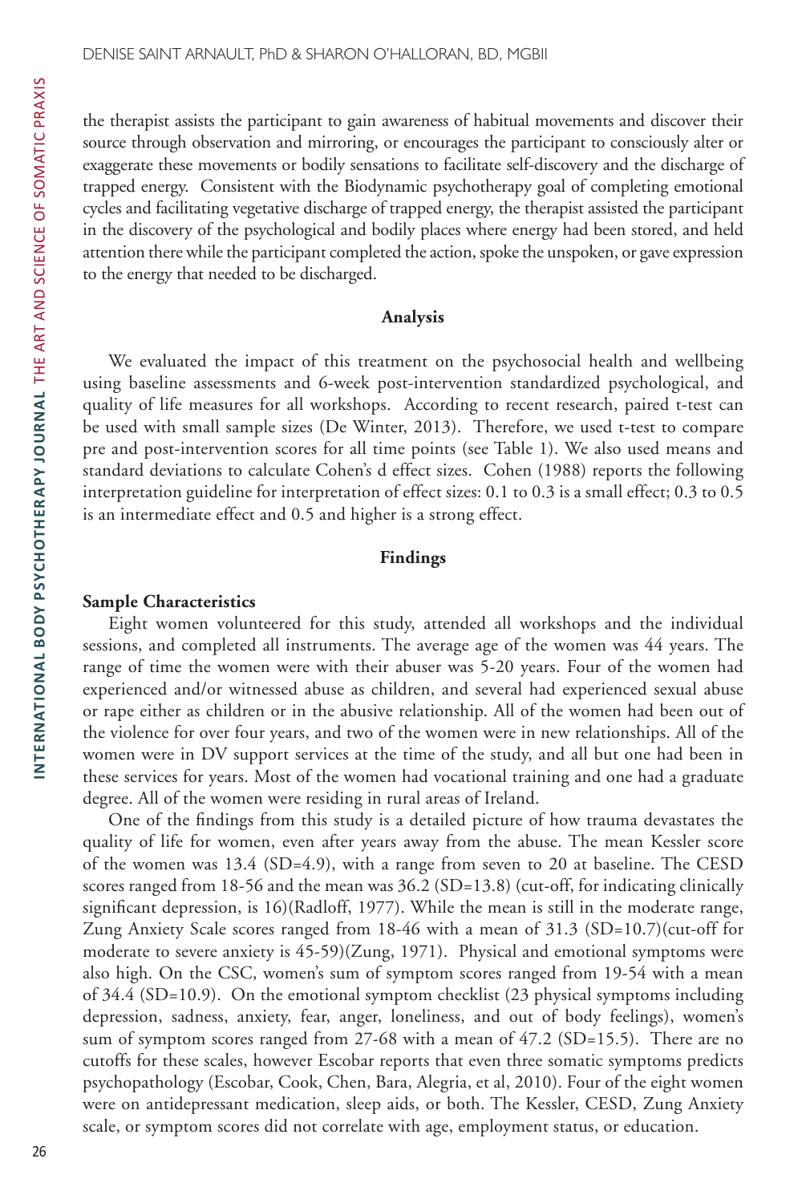the therapist assists the participant to gain awareness of habitual movements and discover their source through observation and mirroring, or encourages the participant to consciously alter or exaggerate these movements or bodily sensations to facilitate self-discovery and the discharge of trapped energy. Consistent with the Biodynamic psychotherapy goal of completing emotional cycles and facilitating vegetative discharge of trapped energy, the therapist assisted the participant in the discovery of the psychological and bodily places where energy had been stored, and held attention there while the participant completed the action, spoke the unspoken, or gave expression to the energy that needed to be discharged.

## Analysis

We evaluated the impact of this treatment on the psychosocial health and wellbeing using baseline assessments and 6-week post-intervention standardized psychological, and quality of life measures for all workshops. According to recent research, paired t-test can be used with small sample sizes (De Winter, 2013). Therefore, we used t-test to compare pre and post-intervention scores for all time points (see Table 1). We also used means and standard deviations to calculate Cohen's d effect sizes. Cohen (1988) reports the following interpretation guideline for interpretation of effect sizes: 0.1 to 0.3 is a small effect; 0.3 to 0.5 is an intermediate effect and 0.5 and higher is a strong effect.

## Findings

### Sample Characteristics

Eight women volunteered for this study, attended all workshops and the individual sessions, and completed all instruments. The average age of the women was 44 years. The range of time the women were with their abuser was 5-20 years. Four of the women had experienced and/or witnessed abuse as children, and several had experienced sexual abuse or rape either as children or in the abusive relationship. All of the women had been out of the violence for over four years, and two of the women were in new relationships. All of the women were in DV support services at the time of the study, and all but one had been in these services for years. Most of the women had vocational training and one had a graduate degree. All of the women were residing in rural areas of Ireland.

One of the findings from this study is a detailed picture of how trauma devastates the quality of life for women, even after years away from the abuse. The mean Kessler score of the women was 13.4 (SD=4.9), with a range from seven to 20 at baseline. The CESD scores ranged from 18-56 and the mean was 36.2 (SD=13.8) (cut-off, for indicating clinically significant depression, is 16)(Radloff, 1977). While the mean is still in the moderate range, Zung Anxiety Scale scores ranged from 18-46 with a mean of 31.3 (SD=10.7)(cut-off for moderate to severe anxiety is 45-59)(Zung, 1971). Physical and emotional symptoms were also high. On the CSC, women's sum of symptom scores ranged from 19-54 with a mean of 34.4 (SD=10.9). On the emotional symptom checklist (23 physical symptoms including depression, sadness, anxiety, fear, anger, loneliness, and out of body feelings), women's sum of symptom scores ranged from 27-68 with a mean of 47.2 (SD=15.5). There are no cutoffs for these scales, however Escobar reports that even three somatic symptoms predicts psychopathology (Escobar, Cook, Chen, Bara, Alegria, et al, 2010). Four of the eight women were on antidepressant medication, sleep aids, or both. The Kessler, CESD, Zung Anxiety scale, or symptom scores did not correlate with age, employment status, or education.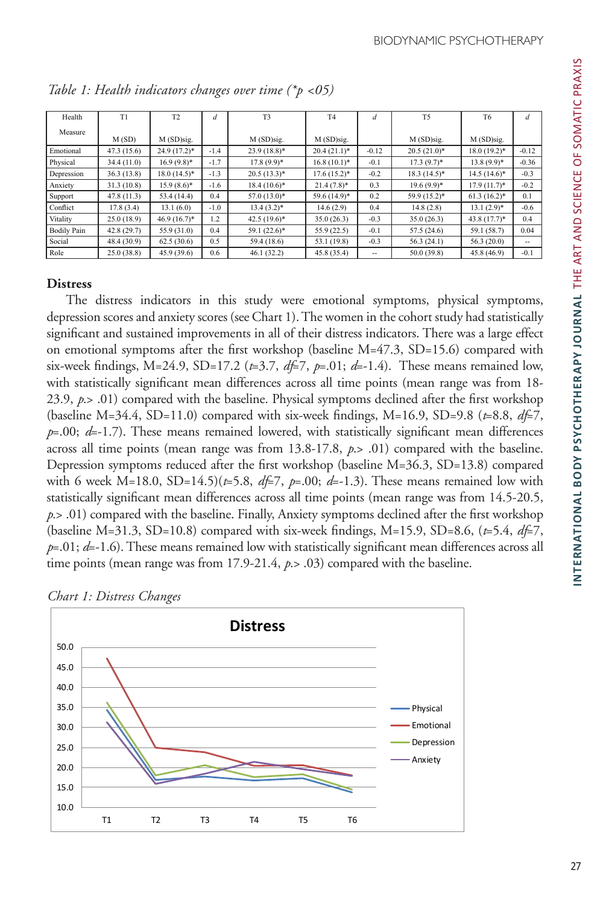*Table 1: Health indicators changes over time (*p <05)*

| Health Measure | T1 M (SD) | T2 M (SD)sig. | d | T3 M (SD)sig. | T4 M (SD)sig. | d | T5 M (SD)sig. | T6 M (SD)sig. | d |
|---|---|---|---|---|---|---|---|---|---|
| Emotional | 47.3 (15.6) | 24.9 (17.2)* | -1.4 | 23.9 (18.8)* | 20.4 (21.1)* | -0.12 | 20.5 (21.0)* | 18.0 (19.2)* | -0.12 |
| Physical | 34.4 (11.0) | 16.9 (9.8)* | -1.7 | 17.8 (9.9)* | 16.8 (10.1)* | -0.1 | 17.3 (9.7)* | 13.8 (9.9)* | -0.36 |
| Depression | 36.3 (13.8) | 18.0 (14.5)* | -1.3 | 20.5 (13.3)* | 17.6 (15.2)* | -0.2 | 18.3 (14.5)* | 14.5 (14.6)* | -0.3 |
| Anxiety | 31.3 (10.8) | 15.9 (8.6)* | -1.6 | 18.4 (10.6)* | 21.4 (7.8)* | 0.3 | 19.6 (9.9)* | 17.9 (11.7)* | -0.2 |
| Support | 47.8 (11.3) | 53.4 (14.4) | 0.4 | 57.0 (13.0)* | 59.6 (14.9)* | 0.2 | 59.9 (15.2)* | 61.3 (16.2)* | 0.1 |
| Conflict | 17.8 (3.4) | 13.1 (6.0) | -1.0 | 13.4 (3.2)* | 14.6 (2.9) | 0.4 | 14.8 (2.8) | 13.1 (2.9)* | -0.6 |
| Vitality | 25.0 (18.9) | 46.9 (16.7)* | 1.2 | 42.5 (19.6)* | 35.0 (26.3) | -0.3 | 35.0 (26.3) | 43.8 (17.7)* | 0.4 |
| Bodily Pain | 42.8 (29.7) | 55.9 (31.0) | 0.4 | 59.1 (22.6)* | 55.9 (22.5) | -0.1 | 57.5 (24.6) | 59.1 (58.7) | 0.04 |
| Social | 48.4 (30.9) | 62.5 (30.6) | 0.5 | 59.4 (18.6) | 53.1 (19.8) | -0.3 | 56.3 (24.1) | 56.3 (20.0) | -- |
| Role | 25.0 (38.8) | 45.9 (39.6) | 0.6 | 46.1 (32.2) | 45.8 (35.4) | -- | 50.0 (39.8) | 45.8 (46.9) | -0.1 |

## Distress

The distress indicators in this study were emotional symptoms, physical symptoms, depression scores and anxiety scores (see Chart 1). The women in the cohort study had statistically significant and sustained improvements in all of their distress indicators. There was a large effect on emotional symptoms after the first workshop (baseline M=47.3, SD=15.6) compared with six-week findings, M=24.9, SD=17.2 ($t$=3.7, $df$=7, $p$=.01; $d$=-1.4). These means remained low, with statistically significant mean differences across all time points (mean range was from 18-23.9, $p$.> .01) compared with the baseline. Physical symptoms declined after the first workshop (baseline M=34.4, SD=11.0) compared with six-week findings, M=16.9, SD=9.8 ($t$=8.8, $df$=7, $p$=.00; $d$=-1.7). These means remained lowered, with statistically significant mean differences across all time points (mean range was from 13.8-17.8, $p$.> .01) compared with the baseline. Depression symptoms reduced after the first workshop (baseline M=36.3, SD=13.8) compared with 6 week M=18.0, SD=14.5)($t$=5.8, $df$=7, $p$=.00; $d$=-1.3). These means remained low with statistically significant mean differences across all time points (mean range was from 14.5-20.5, $p$.> .01) compared with the baseline. Finally, Anxiety symptoms declined after the first workshop (baseline M=31.3, SD=10.8) compared with six-week findings, M=15.9, SD=8.6, ($t$=5.4, $df$=7, $p$=.01; $d$=-1.6). These means remained low with statistically significant mean differences across all time points (mean range was from 17.9-21.4, $p$.> .03) compared with the baseline.

*Chart 1: Distress Changes*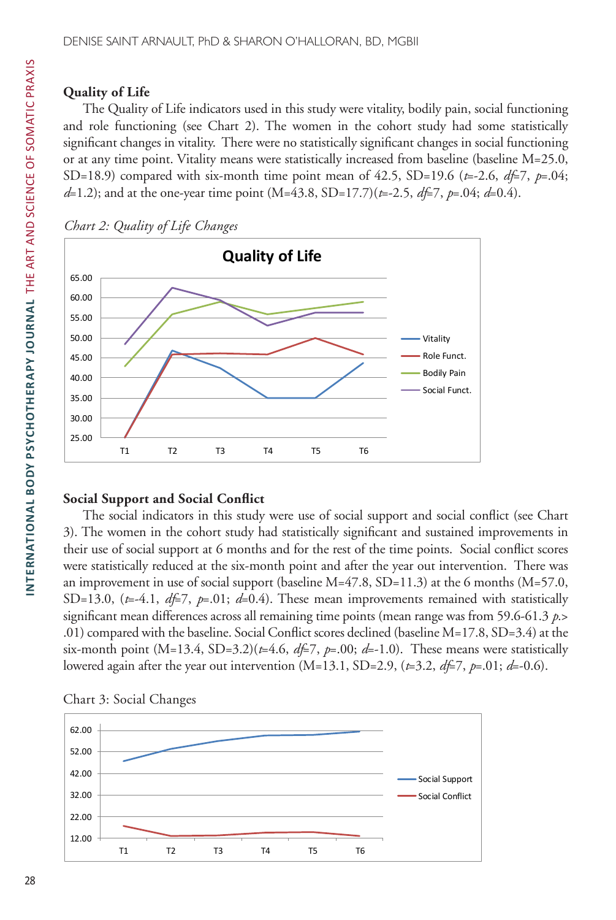## Quality of Life

The Quality of Life indicators used in this study were vitality, bodily pain, social functioning and role functioning (see Chart 2). The women in the cohort study had some statistically significant changes in vitality. There were no statistically significant changes in social functioning or at any time point. Vitality means were statistically increased from baseline (baseline M=25.0, SD=18.9) compared with six-month time point mean of 42.5, SD=19.6 ($t$=-2.6, $df$=7, $p$=.04; $d$=1.2); and at the one-year time point (M=43.8, SD=17.7)($t$=-2.5, $df$=7, $p$=.04; $d$=0.4).

*Chart 2: Quality of Life Changes*

Quality of Life

| | T1 | T2 | T3 | T4 | T5 | T6 |
|---|---|---|---|---|---|---|
| Vitality | 25 | 47 | 42.5 | 35 | 35 | 43.8 |
| Role Funct. | 25 | 46 | 46 | 46 | 50 | 46 |
| Bodily Pain | 43 | 56 | 59 | 56 | 57.5 | 59 |
| Social Funct. | 48.5 | 62.5 | 59.5 | 53 | 56.3 | 56.3 |

## Social Support and Social Conflict

The social indicators in this study were use of social support and social conflict (see Chart 3). The women in the cohort study had statistically significant and sustained improvements in their use of social support at 6 months and for the rest of the time points. Social conflict scores were statistically reduced at the six-month point and after the year out intervention. There was an improvement in use of social support (baseline M=47.8, SD=11.3) at the 6 months (M=57.0, SD=13.0, ($t$=-4.1, $df$=7, $p$=.01; $d$=0.4). These mean improvements remained with statistically significant mean differences across all remaining time points (mean range was from 59.6-61.3 $p$.> .01) compared with the baseline. Social Conflict scores declined (baseline M=17.8, SD=3.4) at the six-month point (M=13.4, SD=3.2)($t$=4.6, $df$=7, $p$=.00; $d$=-1.0). These means were statistically lowered again after the year out intervention (M=13.1, SD=2.9, ($t$=3.2, $df$=7, $p$=.01; $d$=-0.6).

Chart 3: Social Changes

| | T1 | T2 | T3 | T4 | T5 | T6 |
|---|---|---|---|---|---|---|
| Social Support | 47.8 | 53.5 | 57 | 59.6 | 59.8 | 61.3 |
| Social Conflict | 17.8 | 13 | 13.4 | 14.5 | 14.7 | 13.1 |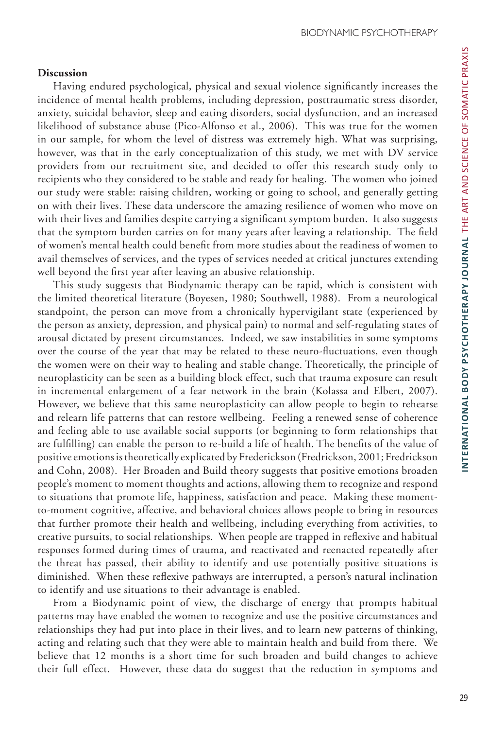**Discussion**

Having endured psychological, physical and sexual violence significantly increases the incidence of mental health problems, including depression, posttraumatic stress disorder, anxiety, suicidal behavior, sleep and eating disorders, social dysfunction, and an increased likelihood of substance abuse (Pico-Alfonso et al., 2006). This was true for the women in our sample, for whom the level of distress was extremely high. What was surprising, however, was that in the early conceptualization of this study, we met with DV service providers from our recruitment site, and decided to offer this research study only to recipients who they considered to be stable and ready for healing. The women who joined our study were stable: raising children, working or going to school, and generally getting on with their lives. These data underscore the amazing resilience of women who move on with their lives and families despite carrying a significant symptom burden. It also suggests that the symptom burden carries on for many years after leaving a relationship. The field of women's mental health could benefit from more studies about the readiness of women to avail themselves of services, and the types of services needed at critical junctures extending well beyond the first year after leaving an abusive relationship.

This study suggests that Biodynamic therapy can be rapid, which is consistent with the limited theoretical literature (Boyesen, 1980; Southwell, 1988). From a neurological standpoint, the person can move from a chronically hypervigilant state (experienced by the person as anxiety, depression, and physical pain) to normal and self-regulating states of arousal dictated by present circumstances. Indeed, we saw instabilities in some symptoms over the course of the year that may be related to these neuro-fluctuations, even though the women were on their way to healing and stable change. Theoretically, the principle of neuroplasticity can be seen as a building block effect, such that trauma exposure can result in incremental enlargement of a fear network in the brain (Kolassa and Elbert, 2007). However, we believe that this same neuroplasticity can allow people to begin to rehearse and relearn life patterns that can restore wellbeing. Feeling a renewed sense of coherence and feeling able to use available social supports (or beginning to form relationships that are fulfilling) can enable the person to re-build a life of health. The benefits of the value of positive emotions is theoretically explicated by Frederickson (Fredrickson, 2001; Fredrickson and Cohn, 2008). Her Broaden and Build theory suggests that positive emotions broaden people's moment to moment thoughts and actions, allowing them to recognize and respond to situations that promote life, happiness, satisfaction and peace. Making these moment-to-moment cognitive, affective, and behavioral choices allows people to bring in resources that further promote their health and wellbeing, including everything from activities, to creative pursuits, to social relationships. When people are trapped in reflexive and habitual responses formed during times of trauma, and reactivated and reenacted repeatedly after the threat has passed, their ability to identify and use potentially positive situations is diminished. When these reflexive pathways are interrupted, a person's natural inclination to identify and use situations to their advantage is enabled.

From a Biodynamic point of view, the discharge of energy that prompts habitual patterns may have enabled the women to recognize and use the positive circumstances and relationships they had put into place in their lives, and to learn new patterns of thinking, acting and relating such that they were able to maintain health and build from there. We believe that 12 months is a short time for such broaden and build changes to achieve their full effect. However, these data do suggest that the reduction in symptoms and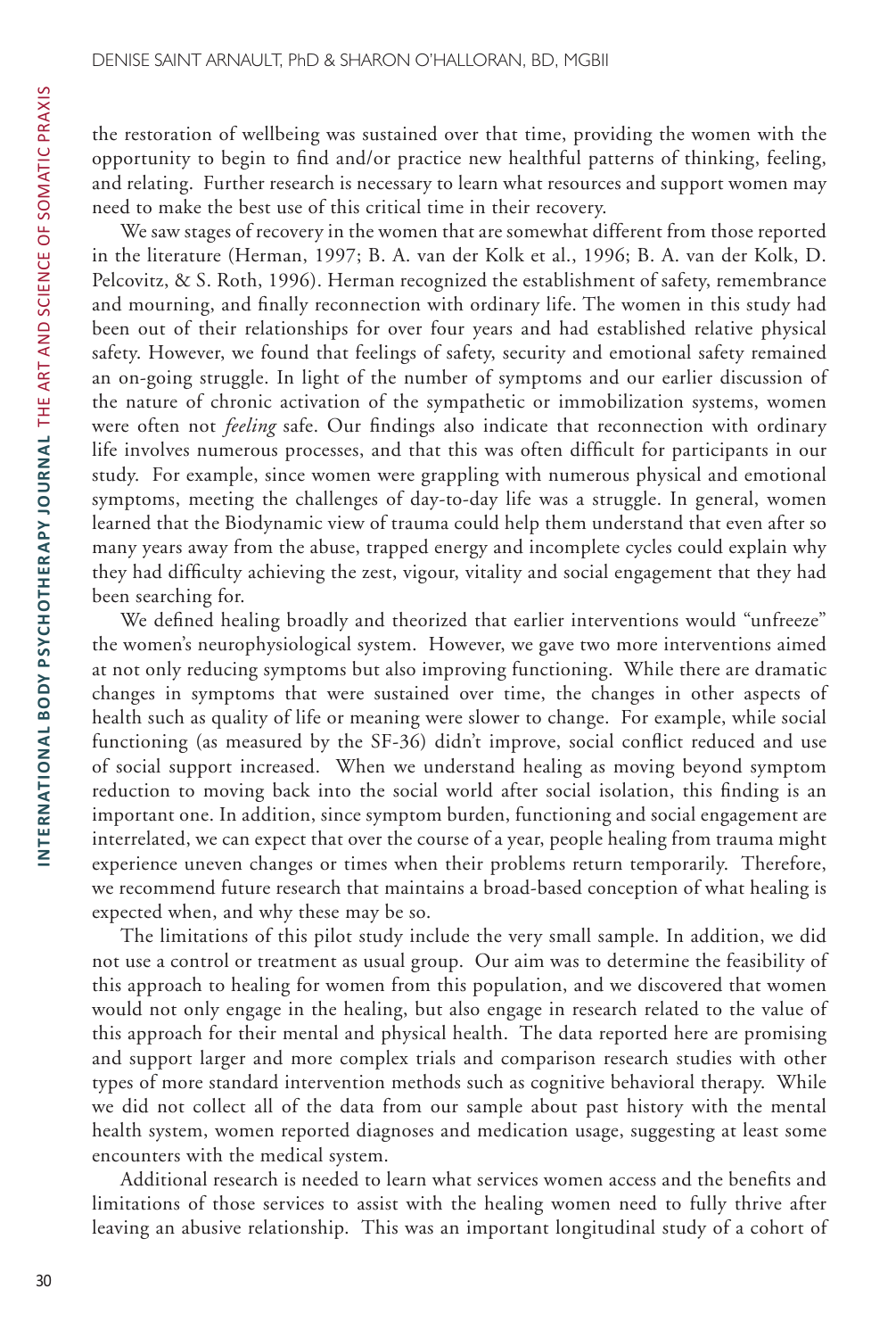the restoration of wellbeing was sustained over that time, providing the women with the opportunity to begin to find and/or practice new healthful patterns of thinking, feeling, and relating. Further research is necessary to learn what resources and support women may need to make the best use of this critical time in their recovery.

We saw stages of recovery in the women that are somewhat different from those reported in the literature (Herman, 1997; B. A. van der Kolk et al., 1996; B. A. van der Kolk, D. Pelcovitz, & S. Roth, 1996). Herman recognized the establishment of safety, remembrance and mourning, and finally reconnection with ordinary life. The women in this study had been out of their relationships for over four years and had established relative physical safety. However, we found that feelings of safety, security and emotional safety remained an on-going struggle. In light of the number of symptoms and our earlier discussion of the nature of chronic activation of the sympathetic or immobilization systems, women were often not *feeling* safe. Our findings also indicate that reconnection with ordinary life involves numerous processes, and that this was often difficult for participants in our study. For example, since women were grappling with numerous physical and emotional symptoms, meeting the challenges of day-to-day life was a struggle. In general, women learned that the Biodynamic view of trauma could help them understand that even after so many years away from the abuse, trapped energy and incomplete cycles could explain why they had difficulty achieving the zest, vigour, vitality and social engagement that they had been searching for.

We defined healing broadly and theorized that earlier interventions would "unfreeze" the women's neurophysiological system. However, we gave two more interventions aimed at not only reducing symptoms but also improving functioning. While there are dramatic changes in symptoms that were sustained over time, the changes in other aspects of health such as quality of life or meaning were slower to change. For example, while social functioning (as measured by the SF-36) didn't improve, social conflict reduced and use of social support increased. When we understand healing as moving beyond symptom reduction to moving back into the social world after social isolation, this finding is an important one. In addition, since symptom burden, functioning and social engagement are interrelated, we can expect that over the course of a year, people healing from trauma might experience uneven changes or times when their problems return temporarily. Therefore, we recommend future research that maintains a broad-based conception of what healing is expected when, and why these may be so.

The limitations of this pilot study include the very small sample. In addition, we did not use a control or treatment as usual group. Our aim was to determine the feasibility of this approach to healing for women from this population, and we discovered that women would not only engage in the healing, but also engage in research related to the value of this approach for their mental and physical health. The data reported here are promising and support larger and more complex trials and comparison research studies with other types of more standard intervention methods such as cognitive behavioral therapy. While we did not collect all of the data from our sample about past history with the mental health system, women reported diagnoses and medication usage, suggesting at least some encounters with the medical system.

Additional research is needed to learn what services women access and the benefits and limitations of those services to assist with the healing women need to fully thrive after leaving an abusive relationship. This was an important longitudinal study of a cohort of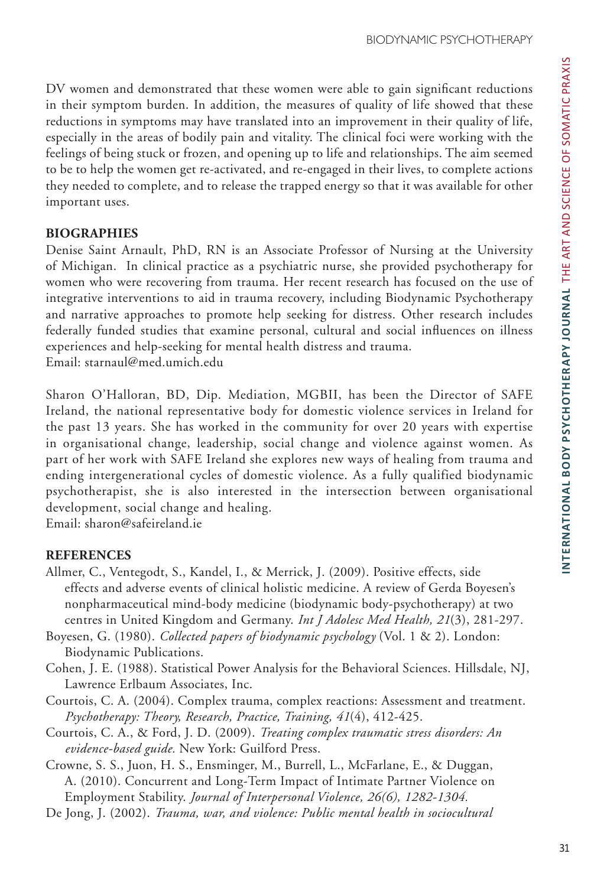DV women and demonstrated that these women were able to gain significant reductions in their symptom burden. In addition, the measures of quality of life showed that these reductions in symptoms may have translated into an improvement in their quality of life, especially in the areas of bodily pain and vitality. The clinical foci were working with the feelings of being stuck or frozen, and opening up to life and relationships. The aim seemed to be to help the women get re-activated, and re-engaged in their lives, to complete actions they needed to complete, and to release the trapped energy so that it was available for other important uses.

## BIOGRAPHIES

Denise Saint Arnault, PhD, RN is an Associate Professor of Nursing at the University of Michigan. In clinical practice as a psychiatric nurse, she provided psychotherapy for women who were recovering from trauma. Her recent research has focused on the use of integrative interventions to aid in trauma recovery, including Biodynamic Psychotherapy and narrative approaches to promote help seeking for distress. Other research includes federally funded studies that examine personal, cultural and social influences on illness experiences and help-seeking for mental health distress and trauma.
Email: starnaul@med.umich.edu

Sharon O'Halloran, BD, Dip. Mediation, MGBII, has been the Director of SAFE Ireland, the national representative body for domestic violence services in Ireland for the past 13 years. She has worked in the community for over 20 years with expertise in organisational change, leadership, social change and violence against women. As part of her work with SAFE Ireland she explores new ways of healing from trauma and ending intergenerational cycles of domestic violence. As a fully qualified biodynamic psychotherapist, she is also interested in the intersection between organisational development, social change and healing.
Email: sharon@safeireland.ie

## REFERENCES

Allmer, C., Ventegodt, S., Kandel, I., & Merrick, J. (2009). Positive effects, side effects and adverse events of clinical holistic medicine. A review of Gerda Boyesen's nonpharmaceutical mind-body medicine (biodynamic body-psychotherapy) at two centres in United Kingdom and Germany. *Int J Adolesc Med Health, 21*(3), 281-297.

Boyesen, G. (1980). *Collected papers of biodynamic psychology* (Vol. 1 & 2). London: Biodynamic Publications.

Cohen, J. E. (1988). Statistical Power Analysis for the Behavioral Sciences. Hillsdale, NJ, Lawrence Erlbaum Associates, Inc.

Courtois, C. A. (2004). Complex trauma, complex reactions: Assessment and treatment. *Psychotherapy: Theory, Research, Practice, Training, 41*(4), 412-425.

Courtois, C. A., & Ford, J. D. (2009). *Treating complex traumatic stress disorders: An evidence-based guide.* New York: Guilford Press.

Crowne, S. S., Juon, H. S., Ensminger, M., Burrell, L., McFarlane, E., & Duggan, A. (2010). Concurrent and Long-Term Impact of Intimate Partner Violence on Employment Stability. *Journal of Interpersonal Violence, 26(6), 1282-1304.*

De Jong, J. (2002). *Trauma, war, and violence: Public mental health in sociocultural*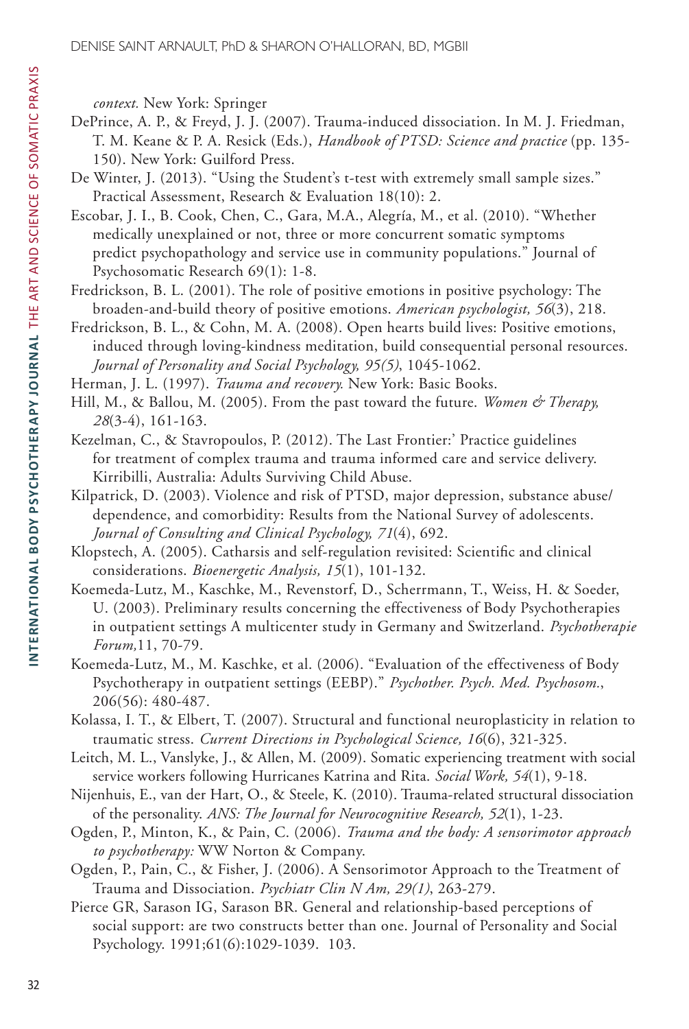*context.* New York: Springer

DePrince, A. P., & Freyd, J. J. (2007). Trauma-induced dissociation. In M. J. Friedman, T. M. Keane & P. A. Resick (Eds.), *Handbook of PTSD: Science and practice* (pp. 135-150). New York: Guilford Press.

De Winter, J. (2013). "Using the Student's t-test with extremely small sample sizes." Practical Assessment, Research & Evaluation 18(10): 2.

Escobar, J. I., B. Cook, Chen, C., Gara, M.A., Alegría, M., et al. (2010). "Whether medically unexplained or not, three or more concurrent somatic symptoms predict psychopathology and service use in community populations." Journal of Psychosomatic Research 69(1): 1-8.

Fredrickson, B. L. (2001). The role of positive emotions in positive psychology: The broaden-and-build theory of positive emotions. *American psychologist, 56*(3), 218.

Fredrickson, B. L., & Cohn, M. A. (2008). Open hearts build lives: Positive emotions, induced through loving-kindness meditation, build consequential personal resources. *Journal of Personality and Social Psychology, 95(5)*, 1045-1062.

Herman, J. L. (1997). *Trauma and recovery.* New York: Basic Books.

Hill, M., & Ballou, M. (2005). From the past toward the future. *Women & Therapy, 28*(3-4), 161-163.

Kezelman, C., & Stavropoulos, P. (2012). The Last Frontier:' Practice guidelines for treatment of complex trauma and trauma informed care and service delivery. Kirribilli, Australia: Adults Surviving Child Abuse.

Kilpatrick, D. (2003). Violence and risk of PTSD, major depression, substance abuse/dependence, and comorbidity: Results from the National Survey of adolescents. *Journal of Consulting and Clinical Psychology, 71*(4), 692.

Klopstech, A. (2005). Catharsis and self-regulation revisited: Scientific and clinical considerations. *Bioenergetic Analysis, 15*(1), 101-132.

Koemeda-Lutz, M., Kaschke, M., Revenstorf, D., Scherrmann, T., Weiss, H. & Soeder, U. (2003). Preliminary results concerning the effectiveness of Body Psychotherapies in outpatient settings A multicenter study in Germany and Switzerland. *Psychotherapie Forum,*11, 70-79.

Koemeda-Lutz, M., M. Kaschke, et al. (2006). "Evaluation of the effectiveness of Body Psychotherapy in outpatient settings (EEBP)." *Psychother. Psych. Med. Psychosom.*, 206(56): 480-487.

Kolassa, I. T., & Elbert, T. (2007). Structural and functional neuroplasticity in relation to traumatic stress. *Current Directions in Psychological Science, 16*(6), 321-325.

Leitch, M. L., Vanslyke, J., & Allen, M. (2009). Somatic experiencing treatment with social service workers following Hurricanes Katrina and Rita. *Social Work, 54*(1), 9-18.

Nijenhuis, E., van der Hart, O., & Steele, K. (2010). Trauma-related structural dissociation of the personality. *ANS: The Journal for Neurocognitive Research, 52*(1), 1-23.

Ogden, P., Minton, K., & Pain, C. (2006). *Trauma and the body: A sensorimotor approach to psychotherapy:* WW Norton & Company.

Ogden, P., Pain, C., & Fisher, J. (2006). A Sensorimotor Approach to the Treatment of Trauma and Dissociation. *Psychiatr Clin N Am, 29(1)*, 263-279.

Pierce GR, Sarason IG, Sarason BR. General and relationship-based perceptions of social support: are two constructs better than one. Journal of Personality and Social Psychology. 1991;61(6):1029-1039. 103.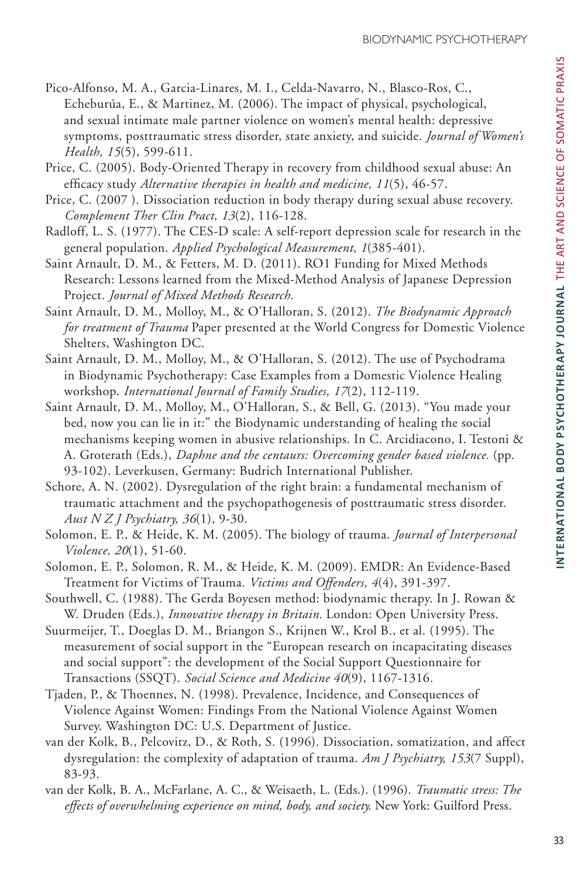Pico-Alfonso, M. A., Garcia-Linares, M. I., Celda-Navarro, N., Blasco-Ros, C., Echeburúa, E., & Martinez, M. (2006). The impact of physical, psychological, and sexual intimate male partner violence on women's mental health: depressive symptoms, posttraumatic stress disorder, state anxiety, and suicide. *Journal of Women's Health, 15*(5), 599-611.

Price, C. (2005). Body-Oriented Therapy in recovery from childhood sexual abuse: An efficacy study *Alternative therapies in health and medicine, 11*(5), 46-57.

Price, C. (2007 ). Dissociation reduction in body therapy during sexual abuse recovery. *Complement Ther Clin Pract, 13*(2), 116-128.

Radloff, L. S. (1977). The CES-D scale: A self-report depression scale for research in the general population. *Applied Psychological Measurement, 1*(385-401).

Saint Arnault, D. M., & Fetters, M. D. (2011). RO1 Funding for Mixed Methods Research: Lessons learned from the Mixed-Method Analysis of Japanese Depression Project. *Journal of Mixed Methods Research.*

Saint Arnault, D. M., Molloy, M., & O'Halloran, S. (2012). *The Biodynamic Approach for treatment of Trauma* Paper presented at the World Congress for Domestic Violence Shelters, Washington DC.

Saint Arnault, D. M., Molloy, M., & O'Halloran, S. (2012). The use of Psychodrama in Biodynamic Psychotherapy: Case Examples from a Domestic Violence Healing workshop. *International Journal of Family Studies, 17*(2), 112-119.

Saint Arnault, D. M., Molloy, M., O'Halloran, S., & Bell, G. (2013). "You made your bed, now you can lie in it:" the Biodynamic understanding of healing the social mechanisms keeping women in abusive relationships. In C. Arcidiacono, I. Testoni & A. Groterath (Eds.), *Daphne and the centaurs: Overcoming gender based violence.* (pp. 93-102). Leverkusen, Germany: Budrich International Publisher.

Schore, A. N. (2002). Dysregulation of the right brain: a fundamental mechanism of traumatic attachment and the psychopathogenesis of posttraumatic stress disorder. *Aust N Z J Psychiatry, 36*(1), 9-30.

Solomon, E. P., & Heide, K. M. (2005). The biology of trauma. *Journal of Interpersonal Violence, 20*(1), 51-60.

Solomon, E. P., Solomon, R. M., & Heide, K. M. (2009). EMDR: An Evidence-Based Treatment for Victims of Trauma. *Victims and Offenders, 4*(4), 391-397.

Southwell, C. (1988). The Gerda Boyesen method: biodynamic therapy. In J. Rowan & W. Druden (Eds.), *Innovative therapy in Britain.* London: Open University Press.

Suurmeijer, T., Doeglas D. M., Briangon S., Krijnen W., Krol B., et al. (1995). The measurement of social support in the "European research on incapacitating diseases and social support": the development of the Social Support Questionnaire for Transactions (SSQT). *Social Science and Medicine 40*(9), 1167-1316.

Tjaden, P., & Thoennes, N. (1998). Prevalence, Incidence, and Consequences of Violence Against Women: Findings From the National Violence Against Women Survey. Washington DC: U.S. Department of Justice.

van der Kolk, B., Pelcovitz, D., & Roth, S. (1996). Dissociation, somatization, and affect dysregulation: the complexity of adaptation of trauma. *Am J Psychiatry, 153*(7 Suppl), 83-93.

van der Kolk, B. A., McFarlane, A. C., & Weisaeth, L. (Eds.). (1996). *Traumatic stress: The effects of overwhelming experience on mind, body, and society.* New York: Guilford Press.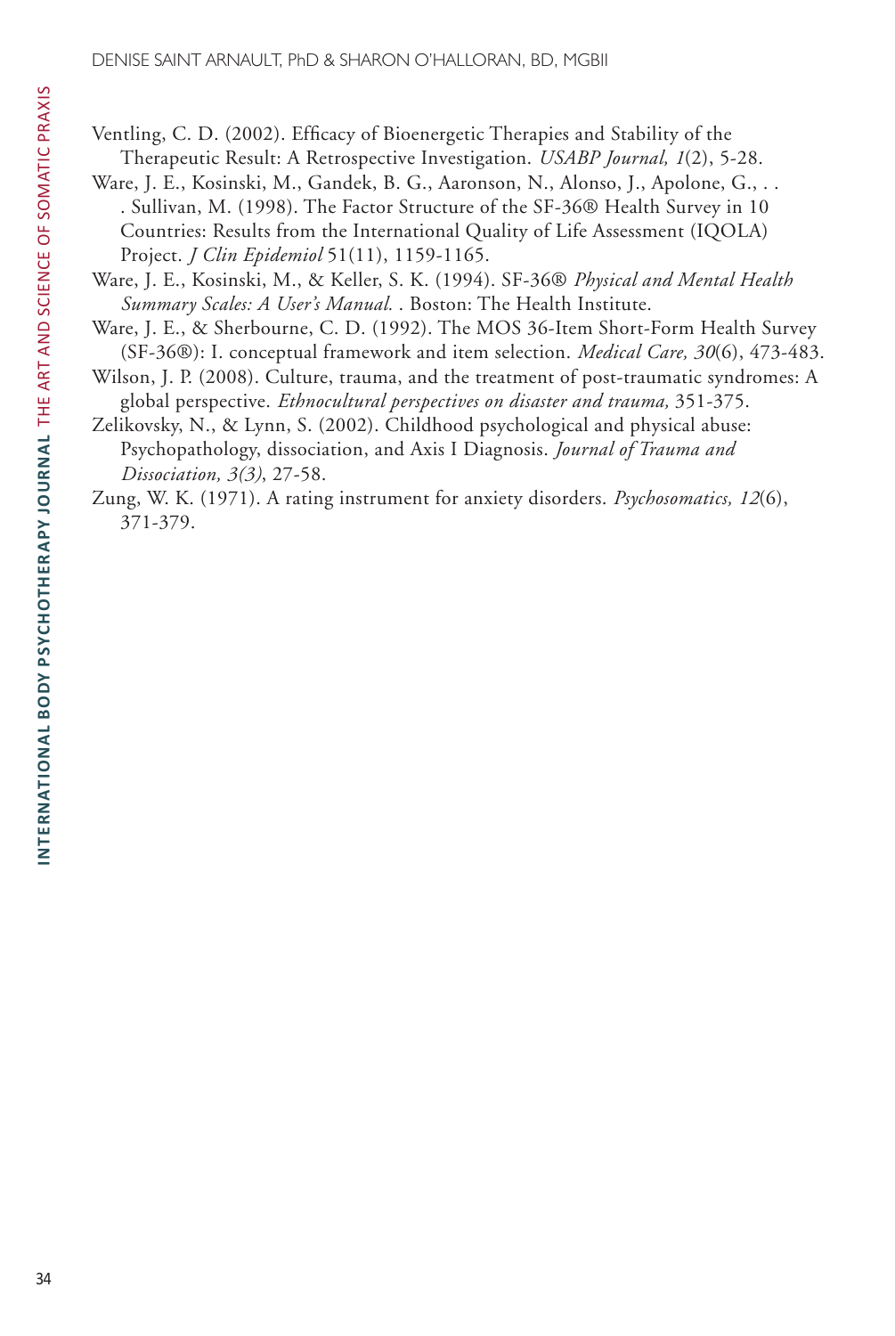Ventling, C. D. (2002). Efficacy of Bioenergetic Therapies and Stability of the Therapeutic Result: A Retrospective Investigation. *USABP Journal, 1*(2), 5-28.

Ware, J. E., Kosinski, M., Gandek, B. G., Aaronson, N., Alonso, J., Apolone, G., . . . Sullivan, M. (1998). The Factor Structure of the SF-36® Health Survey in 10 Countries: Results from the International Quality of Life Assessment (IQOLA) Project. *J Clin Epidemiol* 51(11), 1159-1165.

Ware, J. E., Kosinski, M., & Keller, S. K. (1994). SF-36® *Physical and Mental Health Summary Scales: A User's Manual.* . Boston: The Health Institute.

Ware, J. E., & Sherbourne, C. D. (1992). The MOS 36-Item Short-Form Health Survey (SF-36®): I. conceptual framework and item selection. *Medical Care, 30*(6), 473-483.

Wilson, J. P. (2008). Culture, trauma, and the treatment of post-traumatic syndromes: A global perspective. *Ethnocultural perspectives on disaster and trauma,* 351-375.

Zelikovsky, N., & Lynn, S. (2002). Childhood psychological and physical abuse: Psychopathology, dissociation, and Axis I Diagnosis. *Journal of Trauma and Dissociation, 3(3)*, 27-58.

Zung, W. K. (1971). A rating instrument for anxiety disorders. *Psychosomatics, 12*(6), 371-379.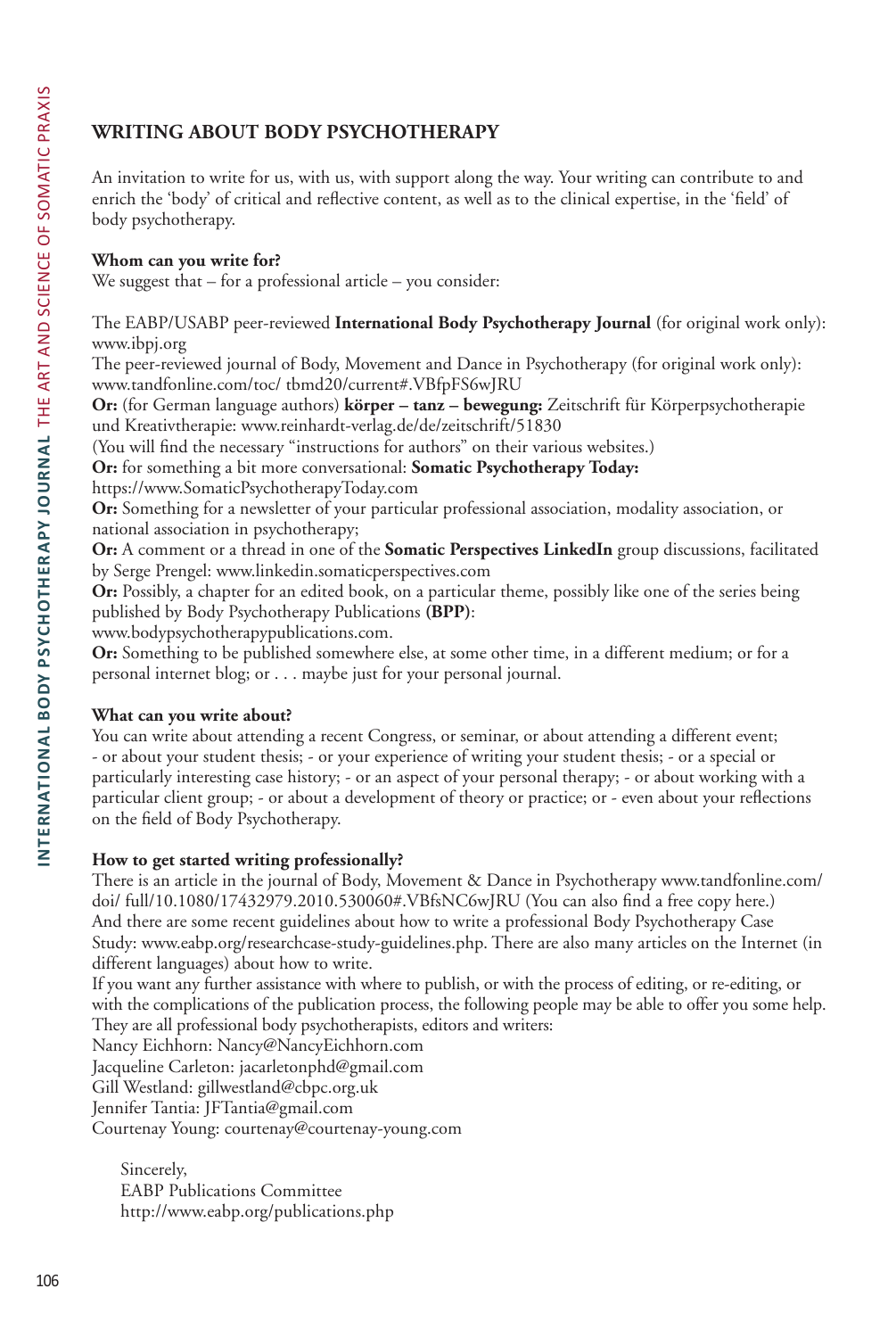## WRITING ABOUT BODY PSYCHOTHERAPY

An invitation to write for us, with us, with support along the way. Your writing can contribute to and enrich the 'body' of critical and reflective content, as well as to the clinical expertise, in the 'field' of body psychotherapy.

**Whom can you write for?**

We suggest that – for a professional article – you consider:

The EABP/USABP peer-reviewed **International Body Psychotherapy Journal** (for original work only): www.ibpj.org

The peer-reviewed journal of Body, Movement and Dance in Psychotherapy (for original work only): www.tandfonline.com/toc/ tbmd20/current#.VBfpFS6wJRU

**Or:** (for German language authors) **körper – tanz – bewegung:** Zeitschrift für Körperpsychotherapie und Kreativtherapie: www.reinhardt-verlag.de/de/zeitschrift/51830

(You will find the necessary "instructions for authors" on their various websites.)

**Or:** for something a bit more conversational: **Somatic Psychotherapy Today:** https://www.SomaticPsychotherapyToday.com

**Or:** Something for a newsletter of your particular professional association, modality association, or national association in psychotherapy;

**Or:** A comment or a thread in one of the **Somatic Perspectives LinkedIn** group discussions, facilitated by Serge Prengel: www.linkedin.somaticperspectives.com

**Or:** Possibly, a chapter for an edited book, on a particular theme, possibly like one of the series being published by Body Psychotherapy Publications **(BPP)**: www.bodypsychotherapypublications.com.

**Or:** Something to be published somewhere else, at some other time, in a different medium; or for a personal internet blog; or . . . maybe just for your personal journal.

**What can you write about?**

You can write about attending a recent Congress, or seminar, or about attending a different event; - or about your student thesis; - or your experience of writing your student thesis; - or a special or particularly interesting case history; - or an aspect of your personal therapy; - or about working with a particular client group; - or about a development of theory or practice; or - even about your reflections on the field of Body Psychotherapy.

**How to get started writing professionally?**

There is an article in the journal of Body, Movement & Dance in Psychotherapy www.tandfonline.com/doi/ full/10.1080/17432979.2010.530060#.VBfsNC6wJRU (You can also find a free copy here.) And there are some recent guidelines about how to write a professional Body Psychotherapy Case Study: www.eabp.org/researchcase-study-guidelines.php. There are also many articles on the Internet (in different languages) about how to write.

If you want any further assistance with where to publish, or with the process of editing, or re-editing, or with the complications of the publication process, the following people may be able to offer you some help. They are all professional body psychotherapists, editors and writers:

Nancy Eichhorn: Nancy@NancyEichhorn.com
Jacqueline Carleton: jacarletonphd@gmail.com
Gill Westland: gillwestland@cbpc.org.uk
Jennifer Tantia: JFTantia@gmail.com
Courtenay Young: courtenay@courtenay-young.com

Sincerely,
EABP Publications Committee
http://www.eabp.org/publications.php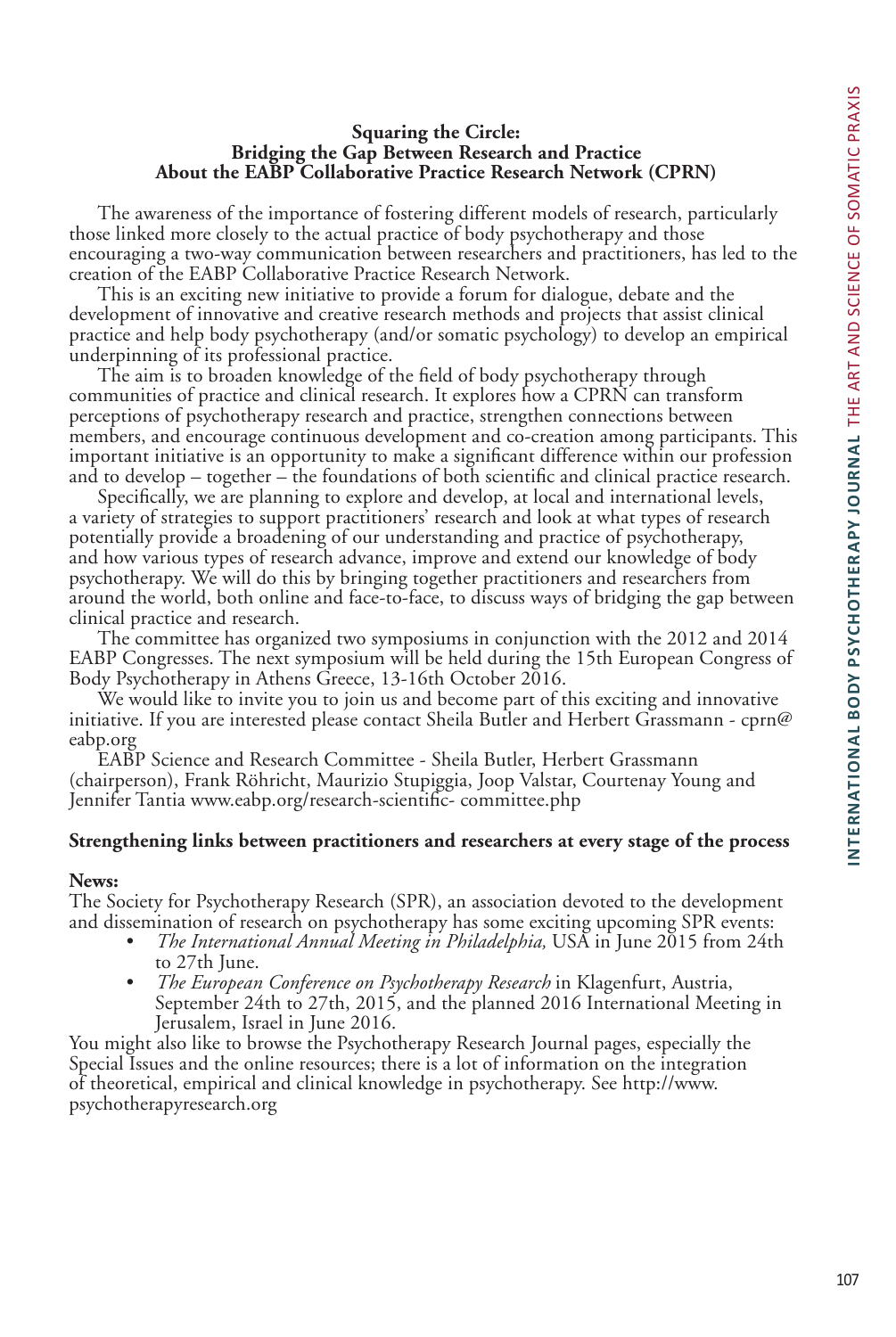**Squaring the Circle:**
**Bridging the Gap Between Research and Practice**
**About the EABP Collaborative Practice Research Network (CPRN)**

The awareness of the importance of fostering different models of research, particularly those linked more closely to the actual practice of body psychotherapy and those encouraging a two-way communication between researchers and practitioners, has led to the creation of the EABP Collaborative Practice Research Network.

This is an exciting new initiative to provide a forum for dialogue, debate and the development of innovative and creative research methods and projects that assist clinical practice and help body psychotherapy (and/or somatic psychology) to develop an empirical underpinning of its professional practice.

The aim is to broaden knowledge of the field of body psychotherapy through communities of practice and clinical research. It explores how a CPRN can transform perceptions of psychotherapy research and practice, strengthen connections between members, and encourage continuous development and co-creation among participants. This important initiative is an opportunity to make a significant difference within our profession and to develop – together – the foundations of both scientific and clinical practice research.

Specifically, we are planning to explore and develop, at local and international levels, a variety of strategies to support practitioners' research and look at what types of research potentially provide a broadening of our understanding and practice of psychotherapy, and how various types of research advance, improve and extend our knowledge of body psychotherapy. We will do this by bringing together practitioners and researchers from around the world, both online and face-to-face, to discuss ways of bridging the gap between clinical practice and research.

The committee has organized two symposiums in conjunction with the 2012 and 2014 EABP Congresses. The next symposium will be held during the 15th European Congress of Body Psychotherapy in Athens Greece, 13-16th October 2016.

We would like to invite you to join us and become part of this exciting and innovative initiative. If you are interested please contact Sheila Butler and Herbert Grassmann - cprn@eabp.org

EABP Science and Research Committee - Sheila Butler, Herbert Grassmann (chairperson), Frank Röhricht, Maurizio Stupiggia, Joop Valstar, Courtenay Young and Jennifer Tantia www.eabp.org/research-scientific- committee.php

**Strengthening links between practitioners and researchers at every stage of the process**

**News:**
The Society for Psychotherapy Research (SPR), an association devoted to the development and dissemination of research on psychotherapy has some exciting upcoming SPR events:

- *The International Annual Meeting in Philadelphia,* USA in June 2015 from 24th to 27th June.
- *The European Conference on Psychotherapy Research* in Klagenfurt, Austria, September 24th to 27th, 2015, and the planned 2016 International Meeting in Jerusalem, Israel in June 2016.

You might also like to browse the Psychotherapy Research Journal pages, especially the Special Issues and the online resources; there is a lot of information on the integration of theoretical, empirical and clinical knowledge in psychotherapy. See http://www.psychotherapyresearch.org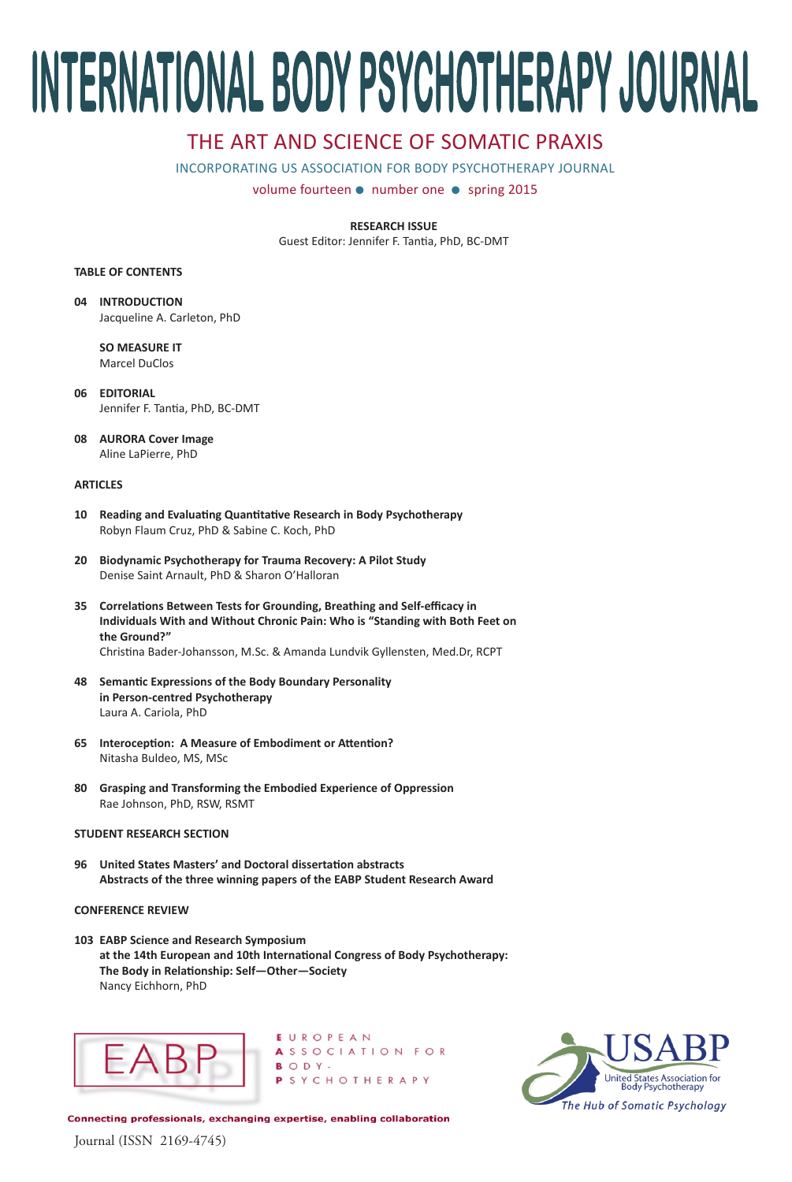# INTERNATIONAL BODY PSYCHOTHERAPY JOURNAL

## THE ART AND SCIENCE OF SOMATIC PRAXIS

INCORPORATING US ASSOCIATION FOR BODY PSYCHOTHERAPY JOURNAL

volume fourteen ● number one ● spring 2015

**RESEARCH ISSUE**
Guest Editor: Jennifer F. Tantia, PhD, BC-DMT

**TABLE OF CONTENTS**

**04 INTRODUCTION**
Jacqueline A. Carleton, PhD

**SO MEASURE IT**
Marcel DuClos

**06 EDITORIAL**
Jennifer F. Tantia, PhD, BC-DMT

**08 AURORA Cover Image**
Aline LaPierre, PhD

**ARTICLES**

**10 Reading and Evaluating Quantitative Research in Body Psychotherapy**
Robyn Flaum Cruz, PhD & Sabine C. Koch, PhD

**20 Biodynamic Psychotherapy for Trauma Recovery: A Pilot Study**
Denise Saint Arnault, PhD & Sharon O'Halloran

**35 Correlations Between Tests for Grounding, Breathing and Self-efficacy in Individuals With and Without Chronic Pain: Who is "Standing with Both Feet on the Ground?"**
Christina Bader-Johansson, M.Sc. & Amanda Lundvik Gyllensten, Med.Dr, RCPT

**48 Semantic Expressions of the Body Boundary Personality in Person-centred Psychotherapy**
Laura A. Cariola, PhD

**65 Interoception: A Measure of Embodiment or Attention?**
Nitasha Buldeo, MS, MSc

**80 Grasping and Transforming the Embodied Experience of Oppression**
Rae Johnson, PhD, RSW, RSMT

**STUDENT RESEARCH SECTION**

**96 United States Masters' and Doctoral dissertation abstracts**
**Abstracts of the three winning papers of the EABP Student Research Award**

**CONFERENCE REVIEW**

**103 EABP Science and Research Symposium at the 14th European and 10th International Congress of Body Psychotherapy: The Body in Relationship: Self—Other—Society**
Nancy Eichhorn, PhD

EABP — EUROPEAN ASSOCIATION FOR BODY-PSYCHOTHERAPY

USABP — United States Association for Body Psychotherapy — *The Hub of Somatic Psychology*

**Connecting professionals, exchanging expertise, enabling collaboration**

Journal (ISSN 2169-4745)